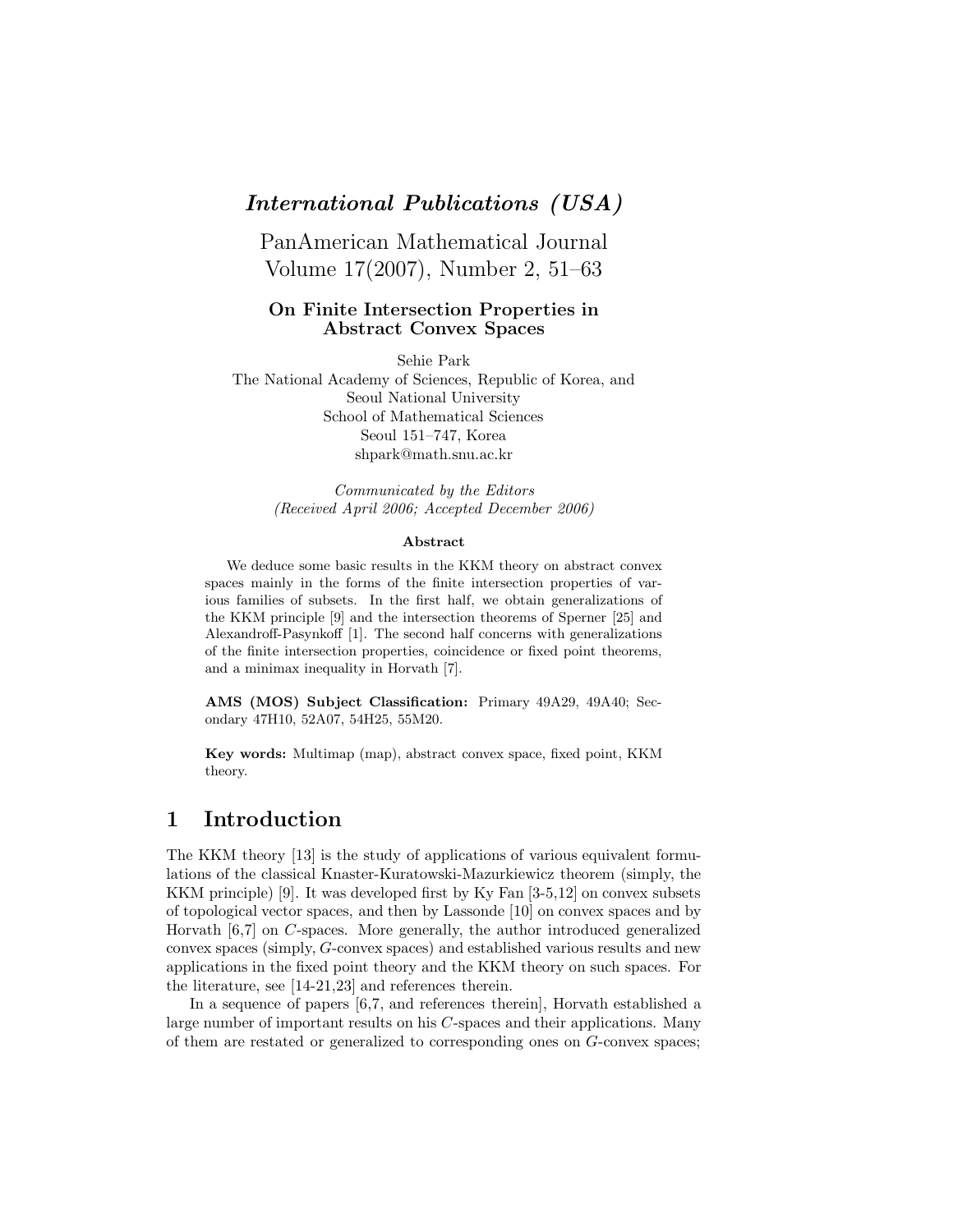*International Publications (USA)*

PanAmerican Mathematical Journal
Volume 17(2007), Number 2, 51–63

# On Finite Intersection Properties in Abstract Convex Spaces

Sehie Park
The National Academy of Sciences, Republic of Korea, and
Seoul National University
School of Mathematical Sciences
Seoul 151–747, Korea
shpark@math.snu.ac.kr

*Communicated by the Editors*
*(Received April 2006; Accepted December 2006)*

**Abstract**

We deduce some basic results in the KKM theory on abstract convex spaces mainly in the forms of the finite intersection properties of various families of subsets. In the first half, we obtain generalizations of the KKM principle [9] and the intersection theorems of Sperner [25] and Alexandroff-Pasynkoff [1]. The second half concerns with generalizations of the finite intersection properties, coincidence or fixed point theorems, and a minimax inequality in Horvath [7].

**AMS (MOS) Subject Classification:** Primary 49A29, 49A40; Secondary 47H10, 52A07, 54H25, 55M20.

**Key words:** Multimap (map), abstract convex space, fixed point, KKM theory.

## 1 Introduction

The KKM theory [13] is the study of applications of various equivalent formulations of the classical Knaster-Kuratowski-Mazurkiewicz theorem (simply, the KKM principle) [9]. It was developed first by Ky Fan [3-5,12] on convex subsets of topological vector spaces, and then by Lassonde [10] on convex spaces and by Horvath [6,7] on $C$-spaces. More generally, the author introduced generalized convex spaces (simply, $G$-convex spaces) and established various results and new applications in the fixed point theory and the KKM theory on such spaces. For the literature, see [14-21,23] and references therein.

In a sequence of papers [6,7, and references therein], Horvath established a large number of important results on his $C$-spaces and their applications. Many of them are restated or generalized to corresponding ones on $G$-convex spaces;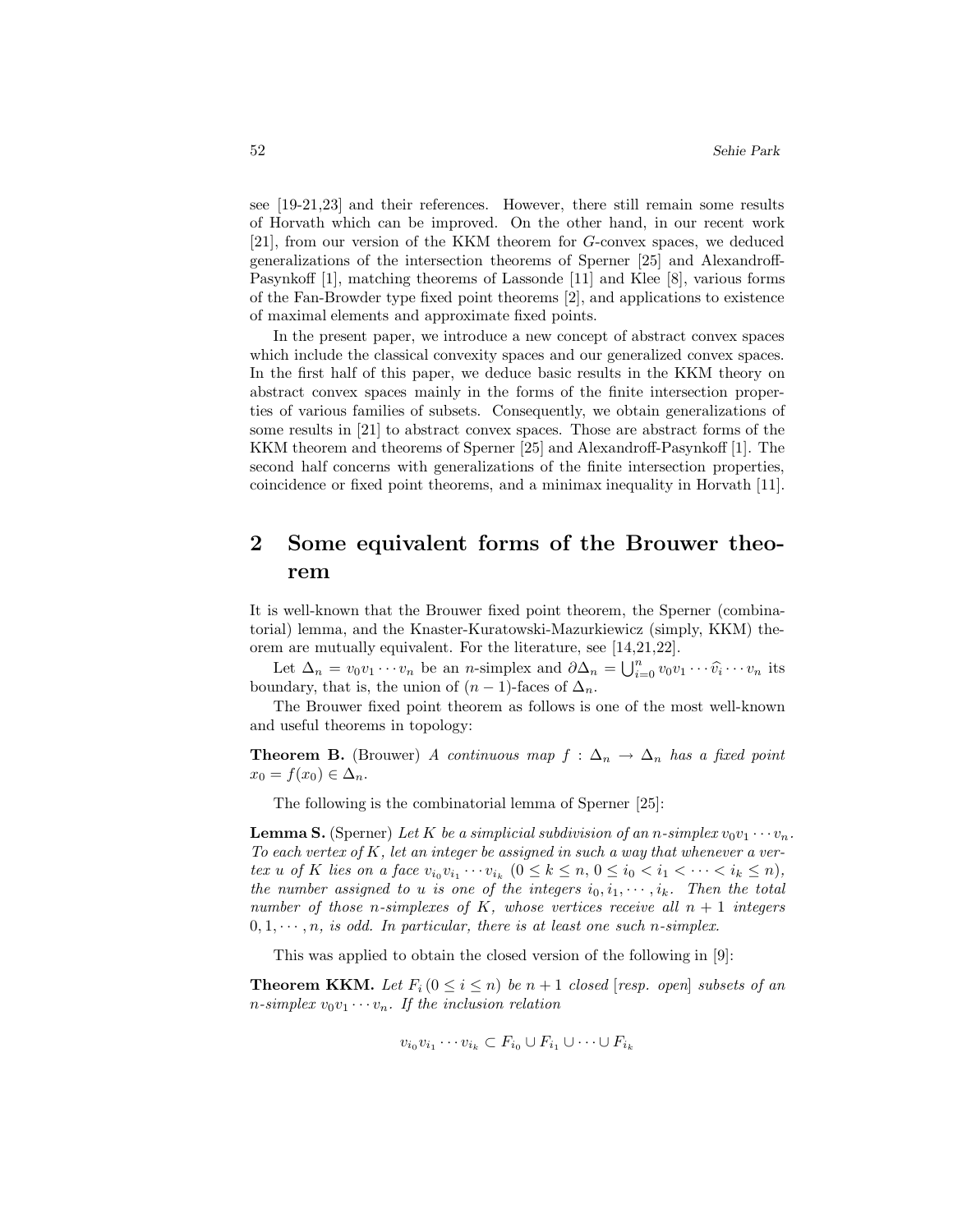see [19-21,23] and their references. However, there still remain some results of Horvath which can be improved. On the other hand, in our recent work [21], from our version of the KKM theorem for $G$-convex spaces, we deduced generalizations of the intersection theorems of Sperner [25] and Alexandroff-Pasynkoff [1], matching theorems of Lassonde [11] and Klee [8], various forms of the Fan-Browder type fixed point theorems [2], and applications to existence of maximal elements and approximate fixed points.

In the present paper, we introduce a new concept of abstract convex spaces which include the classical convexity spaces and our generalized convex spaces. In the first half of this paper, we deduce basic results in the KKM theory on abstract convex spaces mainly in the forms of the finite intersection properties of various families of subsets. Consequently, we obtain generalizations of some results in [21] to abstract convex spaces. Those are abstract forms of the KKM theorem and theorems of Sperner [25] and Alexandroff-Pasynkoff [1]. The second half concerns with generalizations of the finite intersection properties, coincidence or fixed point theorems, and a minimax inequality in Horvath [11].

## 2 Some equivalent forms of the Brouwer theorem

It is well-known that the Brouwer fixed point theorem, the Sperner (combinatorial) lemma, and the Knaster-Kuratowski-Mazurkiewicz (simply, KKM) theorem are mutually equivalent. For the literature, see [14,21,22].

Let $\Delta_n = v_0 v_1 \cdots v_n$ be an $n$-simplex and $\partial \Delta_n = \bigcup_{i=0}^n v_0 v_1 \cdots \widehat{v_i} \cdots v_n$ its boundary, that is, the union of $(n-1)$-faces of $\Delta_n$.

The Brouwer fixed point theorem as follows is one of the most well-known and useful theorems in topology:

**Theorem B.** (Brouwer) *A continuous map $f : \Delta_n \to \Delta_n$ has a fixed point $x_0 = f(x_0) \in \Delta_n$.*

The following is the combinatorial lemma of Sperner [25]:

**Lemma S.** (Sperner) *Let $K$ be a simplicial subdivision of an $n$-simplex $v_0 v_1 \cdots v_n$. To each vertex of $K$, let an integer be assigned in such a way that whenever a vertex $u$ of $K$ lies on a face $v_{i_0} v_{i_1} \cdots v_{i_k}$ $(0 \leq k \leq n,\ 0 \leq i_0 < i_1 < \cdots < i_k \leq n)$, the number assigned to $u$ is one of the integers $i_0, i_1, \cdots, i_k$. Then the total number of those $n$-simplexes of $K$, whose vertices receive all $n+1$ integers $0, 1, \cdots, n$, is odd. In particular, there is at least one such $n$-simplex.*

This was applied to obtain the closed version of the following in [9]:

**Theorem KKM.** *Let $F_i\,(0 \leq i \leq n)$ be $n+1$ closed [resp. open] subsets of an $n$-simplex $v_0 v_1 \cdots v_n$. If the inclusion relation*

$$v_{i_0} v_{i_1} \cdots v_{i_k} \subset F_{i_0} \cup F_{i_1} \cup \cdots \cup F_{i_k}$$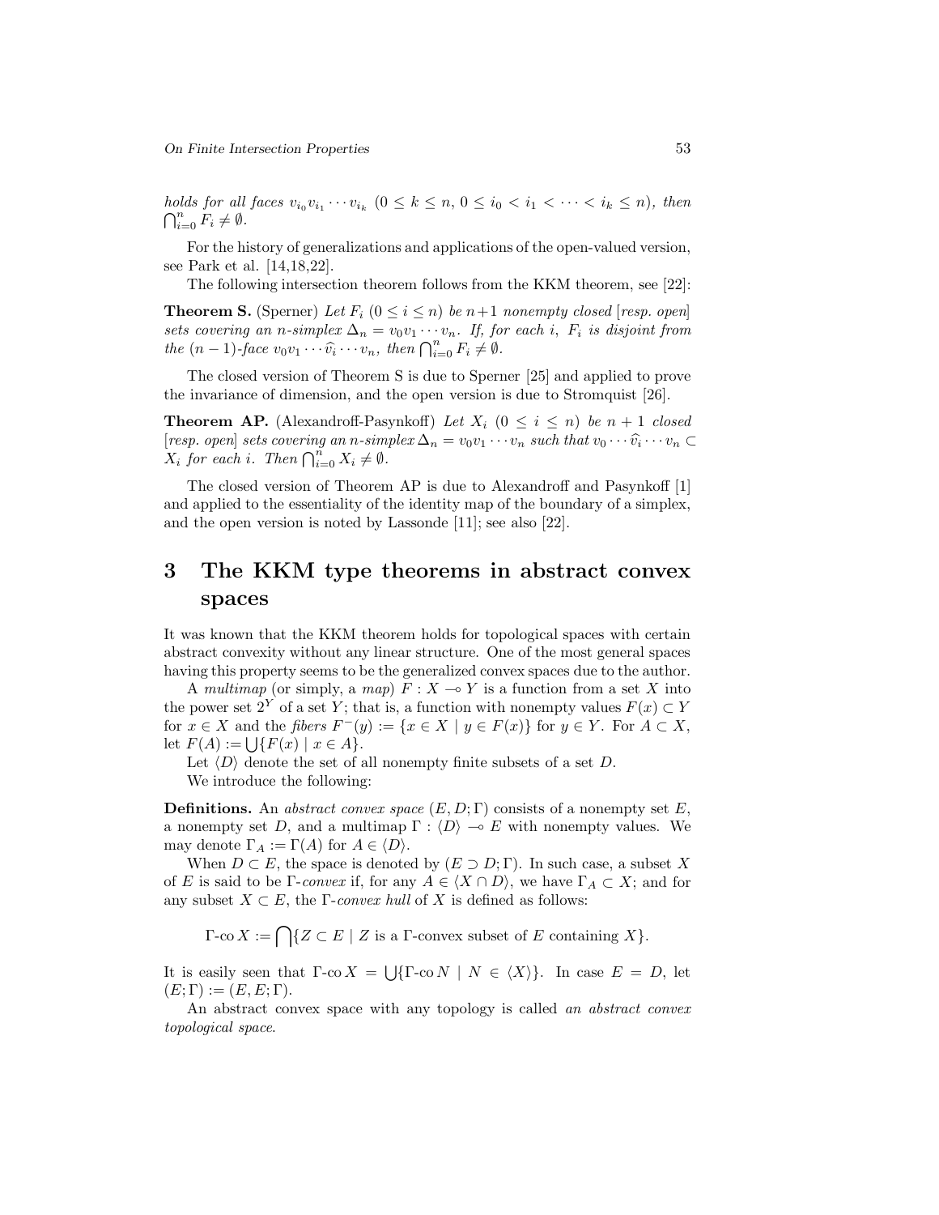*holds for all faces* $v_{i_0}v_{i_1}\cdots v_{i_k}$ $(0 \le k \le n,\ 0 \le i_0 < i_1 < \cdots < i_k \le n)$, *then* $\bigcap_{i=0}^n F_i \neq \emptyset$.

For the history of generalizations and applications of the open-valued version, see Park et al. [14,18,22].

The following intersection theorem follows from the KKM theorem, see [22]:

**Theorem S.** (Sperner) *Let* $F_i$ $(0 \le i \le n)$ *be* $n+1$ *nonempty closed* [*resp. open*] *sets covering an* $n$*-simplex* $\Delta_n = v_0v_1\cdots v_n$*. If, for each* $i$*,* $F_i$ *is disjoint from the* $(n-1)$*-face* $v_0v_1\cdots\widehat{v_i}\cdots v_n$*, then* $\bigcap_{i=0}^n F_i \neq \emptyset$.

The closed version of Theorem S is due to Sperner [25] and applied to prove the invariance of dimension, and the open version is due to Stromquist [26].

**Theorem AP.** (Alexandroff-Pasynkoff) *Let* $X_i$ $(0 \le i \le n)$ *be* $n+1$ *closed* [*resp. open*] *sets covering an* $n$*-simplex* $\Delta_n = v_0v_1\cdots v_n$ *such that* $v_0\cdots\widehat{v_i}\cdots v_n \subset X_i$ *for each* $i$*. Then* $\bigcap_{i=0}^n X_i \neq \emptyset$.

The closed version of Theorem AP is due to Alexandroff and Pasynkoff [1] and applied to the essentiality of the identity map of the boundary of a simplex, and the open version is noted by Lassonde [11]; see also [22].

# 3 The KKM type theorems in abstract convex spaces

It was known that the KKM theorem holds for topological spaces with certain abstract convexity without any linear structure. One of the most general spaces having this property seems to be the generalized convex spaces due to the author.

A *multimap* (or simply, a *map*) $F : X \multimap Y$ is a function from a set $X$ into the power set $2^Y$ of a set $Y$; that is, a function with nonempty values $F(x) \subset Y$ for $x \in X$ and the *fibers* $F^-(y) := \{x \in X \mid y \in F(x)\}$ for $y \in Y$. For $A \subset X$, let $F(A) := \bigcup\{F(x) \mid x \in A\}$.

Let $\langle D\rangle$ denote the set of all nonempty finite subsets of a set $D$.

We introduce the following:

**Definitions.** An *abstract convex space* $(E, D; \Gamma)$ consists of a nonempty set $E$, a nonempty set $D$, and a multimap $\Gamma : \langle D\rangle \multimap E$ with nonempty values. We may denote $\Gamma_A := \Gamma(A)$ for $A \in \langle D\rangle$.

When $D \subset E$, the space is denoted by $(E \supset D; \Gamma)$. In such case, a subset $X$ of $E$ is said to be $\Gamma$*-convex* if, for any $A \in \langle X \cap D\rangle$, we have $\Gamma_A \subset X$; and for any subset $X \subset E$, the $\Gamma$*-convex hull* of $X$ is defined as follows:

$$\Gamma\text{-co}\, X := \bigcap\{Z \subset E \mid Z \text{ is a } \Gamma\text{-convex subset of } E \text{ containing } X\}.$$

It is easily seen that $\Gamma\text{-co}\, X = \bigcup\{\Gamma\text{-co}\, N \mid N \in \langle X\rangle\}$. In case $E = D$, let $(E; \Gamma) := (E, E; \Gamma)$.

An abstract convex space with any topology is called *an abstract convex topological space*.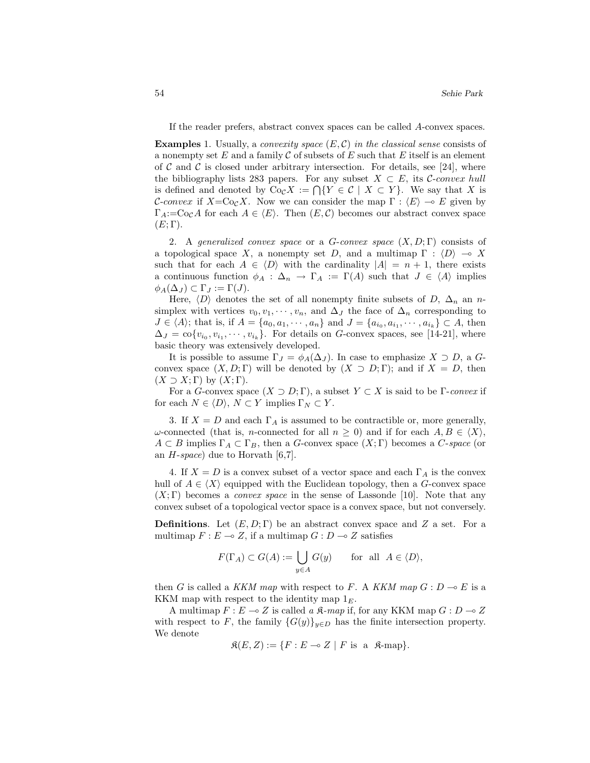If the reader prefers, abstract convex spaces can be called *A*-convex spaces.

**Examples** 1. Usually, a *convexity space* $(E, \mathcal{C})$ *in the classical sense* consists of a nonempty set $E$ and a family $\mathcal{C}$ of subsets of $E$ such that $E$ itself is an element of $\mathcal{C}$ and $\mathcal{C}$ is closed under arbitrary intersection. For details, see [24], where the bibliography lists 283 papers. For any subset $X \subset E$, its *$\mathcal{C}$-convex hull* is defined and denoted by $\mathrm{Co}_{\mathcal{C}}X := \bigcap\{Y \in \mathcal{C} \mid X \subset Y\}$. We say that $X$ is *$\mathcal{C}$-convex* if $X = \mathrm{Co}_{\mathcal{C}}X$. Now we can consider the map $\Gamma : \langle E\rangle \multimap E$ given by $\Gamma_A := \mathrm{Co}_{\mathcal{C}}A$ for each $A \in \langle E\rangle$. Then $(E, \mathcal{C})$ becomes our abstract convex space $(E; \Gamma)$.

2. A *generalized convex space* or a *G-convex space* $(X, D; \Gamma)$ consists of a topological space $X$, a nonempty set $D$, and a multimap $\Gamma : \langle D\rangle \multimap X$ such that for each $A \in \langle D\rangle$ with the cardinality $|A| = n + 1$, there exists a continuous function $\phi_A : \Delta_n \to \Gamma_A := \Gamma(A)$ such that $J \in \langle A\rangle$ implies $\phi_A(\Delta_J) \subset \Gamma_J := \Gamma(J)$.

Here, $\langle D\rangle$ denotes the set of all nonempty finite subsets of $D$, $\Delta_n$ an $n$-simplex with vertices $v_0, v_1, \cdots, v_n$, and $\Delta_J$ the face of $\Delta_n$ corresponding to $J \in \langle A\rangle$; that is, if $A = \{a_0, a_1, \cdots, a_n\}$ and $J = \{a_{i_0}, a_{i_1}, \cdots, a_{i_k}\} \subset A$, then $\Delta_J = \mathrm{co}\{v_{i_0}, v_{i_1}, \cdots, v_{i_k}\}$. For details on $G$-convex spaces, see [14-21], where basic theory was extensively developed.

It is possible to assume $\Gamma_J = \phi_A(\Delta_J)$. In case to emphasize $X \supset D$, a $G$-convex space $(X, D; \Gamma)$ will be denoted by $(X \supset D; \Gamma)$; and if $X = D$, then $(X \supset X; \Gamma)$ by $(X; \Gamma)$.

For a $G$-convex space $(X \supset D; \Gamma)$, a subset $Y \subset X$ is said to be *$\Gamma$-convex* if for each $N \in \langle D\rangle$, $N \subset Y$ implies $\Gamma_N \subset Y$.

3. If $X = D$ and each $\Gamma_A$ is assumed to be contractible or, more generally, $\omega$-connected (that is, $n$-connected for all $n \geq 0$) and if for each $A, B \in \langle X\rangle$, $A \subset B$ implies $\Gamma_A \subset \Gamma_B$, then a $G$-convex space $(X; \Gamma)$ becomes a *C-space* (or an *H-space*) due to Horvath [6,7].

4. If $X = D$ is a convex subset of a vector space and each $\Gamma_A$ is the convex hull of $A \in \langle X\rangle$ equipped with the Euclidean topology, then a $G$-convex space $(X; \Gamma)$ becomes a *convex space* in the sense of Lassonde [10]. Note that any convex subset of a topological vector space is a convex space, but not conversely.

**Definitions**. Let $(E, D; \Gamma)$ be an abstract convex space and $Z$ a set. For a multimap $F : E \multimap Z$, if a multimap $G : D \multimap Z$ satisfies

$$F(\Gamma_A) \subset G(A) := \bigcup_{y \in A} G(y) \qquad \text{for all } A \in \langle D\rangle,$$

then $G$ is called a *KKM map* with respect to $F$. A *KKM map* $G : D \multimap E$ is a KKM map with respect to the identity map $1_E$.

A multimap $F : E \multimap Z$ is called *a $\mathfrak{K}$-map* if, for any KKM map $G : D \multimap Z$ with respect to $F$, the family $\{G(y)\}_{y \in D}$ has the finite intersection property. We denote

$$\mathfrak{K}(E, Z) := \{F : E \multimap Z \mid F \text{ is a } \mathfrak{K}\text{-map}\}.$$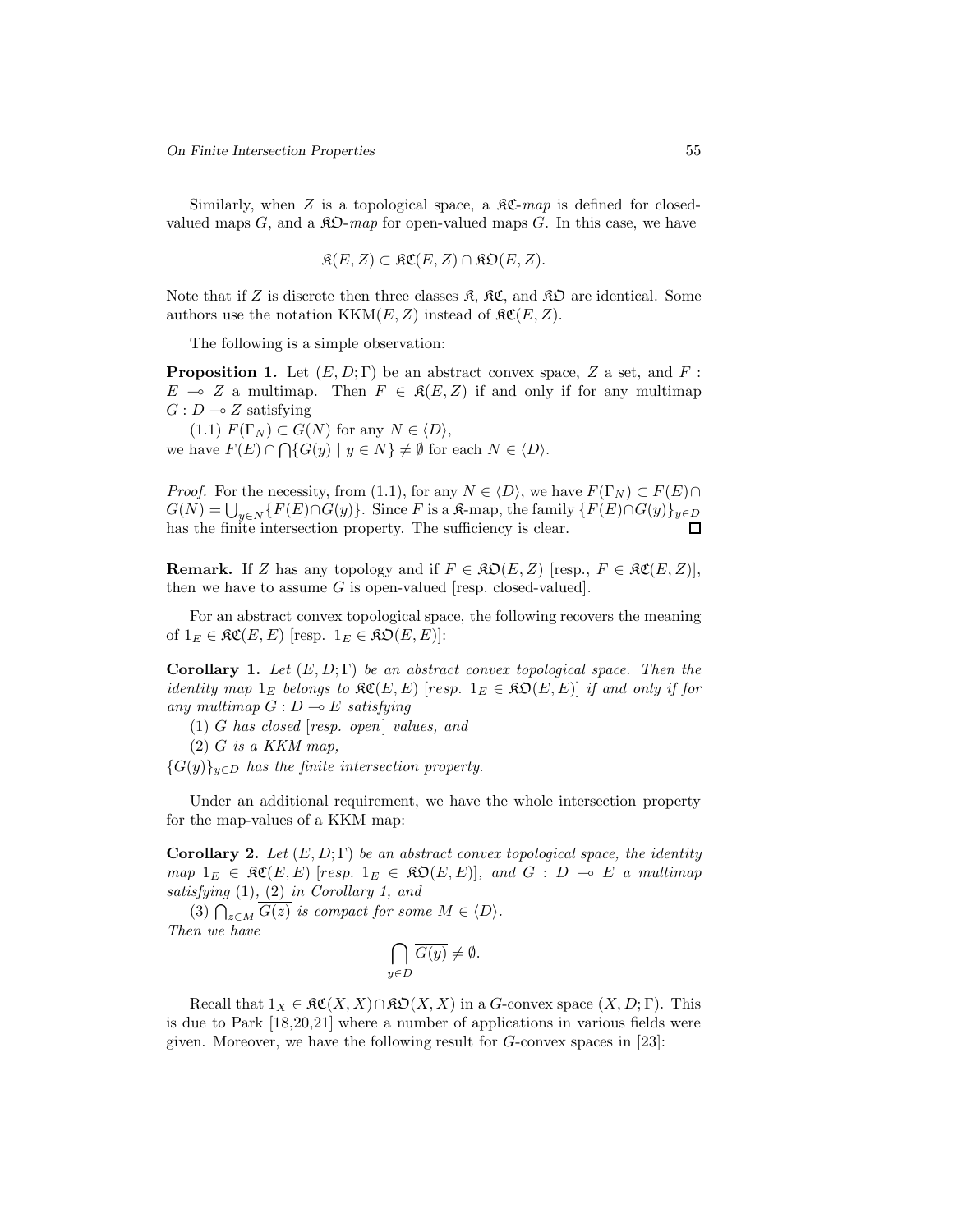Similarly, when $Z$ is a topological space, a $\mathfrak{KC}$-*map* is defined for closed-valued maps $G$, and a $\mathfrak{KO}$-*map* for open-valued maps $G$. In this case, we have

$$\mathfrak{K}(E, Z) \subset \mathfrak{KC}(E, Z) \cap \mathfrak{KO}(E, Z).$$

Note that if $Z$ is discrete then three classes $\mathfrak{K}$, $\mathfrak{KC}$, and $\mathfrak{KO}$ are identical. Some authors use the notation $\mathrm{KKM}(E, Z)$ instead of $\mathfrak{KC}(E, Z)$.

The following is a simple observation:

**Proposition 1.** Let $(E, D; \Gamma)$ be an abstract convex space, $Z$ a set, and $F : E \multimap Z$ a multimap. Then $F \in \mathfrak{K}(E, Z)$ if and only if for any multimap $G : D \multimap Z$ satisfying

(1.1) $F(\Gamma_N) \subset G(N)$ for any $N \in \langle D \rangle$,

we have $F(E) \cap \bigcap\{G(y) \mid y \in N\} \neq \emptyset$ for each $N \in \langle D \rangle$.

*Proof.* For the necessity, from (1.1), for any $N \in \langle D \rangle$, we have $F(\Gamma_N) \subset F(E) \cap G(N) = \bigcup_{y \in N}\{F(E) \cap G(y)\}$. Since $F$ is a $\mathfrak{K}$-map, the family $\{F(E) \cap G(y)\}_{y \in D}$ has the finite intersection property. The sufficiency is clear. □

**Remark.** If $Z$ has any topology and if $F \in \mathfrak{KO}(E, Z)$ [resp., $F \in \mathfrak{KC}(E, Z)$], then we have to assume $G$ is open-valued [resp. closed-valued].

For an abstract convex topological space, the following recovers the meaning of $1_E \in \mathfrak{KC}(E, E)$ [resp. $1_E \in \mathfrak{KO}(E, E)$]:

**Corollary 1.** *Let $(E, D; \Gamma)$ be an abstract convex topological space. Then the identity map $1_E$ belongs to $\mathfrak{KC}(E, E)$ [resp. $1_E \in \mathfrak{KO}(E, E)$] if and only if for any multimap $G : D \multimap E$ satisfying*

*(1) $G$ has closed [resp. open] values, and*

*(2) $G$ is a KKM map,*

*$\{G(y)\}_{y \in D}$ has the finite intersection property.*

Under an additional requirement, we have the whole intersection property for the map-values of a KKM map:

**Corollary 2.** *Let $(E, D; \Gamma)$ be an abstract convex topological space, the identity map $1_E \in \mathfrak{KC}(E, E)$ [resp. $1_E \in \mathfrak{KO}(E, E)$], and $G : D \multimap E$ a multimap satisfying (1), (2) in Corollary 1, and*

*(3) $\bigcap_{z \in M} \overline{G(z)}$ is compact for some $M \in \langle D \rangle$.*

*Then we have*

$$\bigcap_{y \in D} \overline{G(y)} \neq \emptyset.$$

Recall that $1_X \in \mathfrak{KC}(X, X) \cap \mathfrak{KO}(X, X)$ in a $G$-convex space $(X, D; \Gamma)$. This is due to Park [18,20,21] where a number of applications in various fields were given. Moreover, we have the following result for $G$-convex spaces in [23]: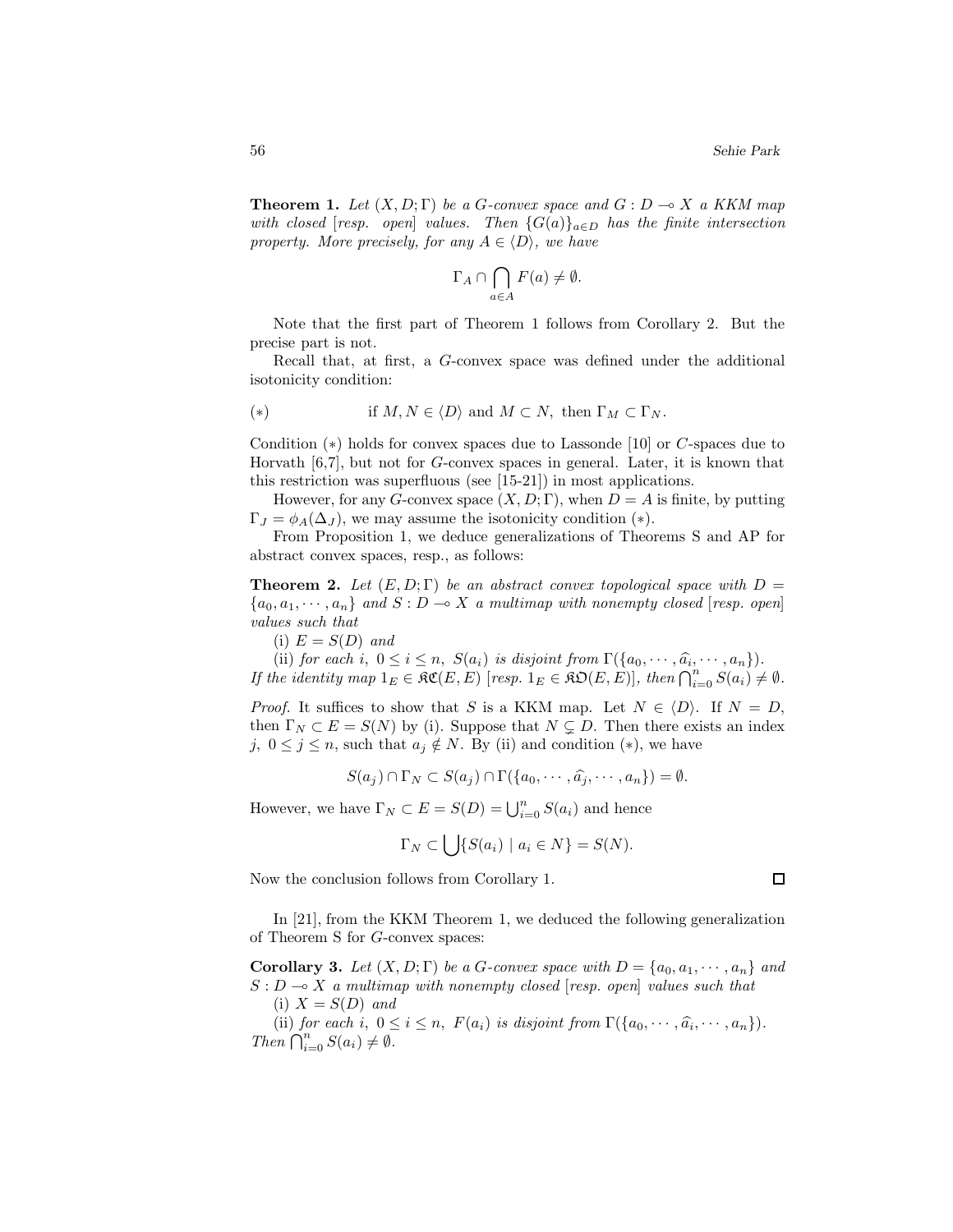**Theorem 1.** *Let $(X, D; \Gamma)$ be a $G$-convex space and $G : D \multimap X$ a KKM map with closed [resp. open] values. Then $\{G(a)\}_{a \in D}$ has the finite intersection property. More precisely, for any $A \in \langle D \rangle$, we have*

$$\Gamma_A \cap \bigcap_{a \in A} F(a) \neq \emptyset.$$

Note that the first part of Theorem 1 follows from Corollary 2. But the precise part is not.

Recall that, at first, a $G$-convex space was defined under the additional isotonicity condition:

$$(*) \qquad \text{if } M, N \in \langle D \rangle \text{ and } M \subset N, \text{ then } \Gamma_M \subset \Gamma_N.$$

Condition $(*)$ holds for convex spaces due to Lassonde [10] or $C$-spaces due to Horvath [6,7], but not for $G$-convex spaces in general. Later, it is known that this restriction was superfluous (see [15-21]) in most applications.

However, for any $G$-convex space $(X, D; \Gamma)$, when $D = A$ is finite, by putting $\Gamma_J = \phi_A(\Delta_J)$, we may assume the isotonicity condition $(*)$.

From Proposition 1, we deduce generalizations of Theorems S and AP for abstract convex spaces, resp., as follows:

**Theorem 2.** *Let $(E, D; \Gamma)$ be an abstract convex topological space with $D = \{a_0, a_1, \cdots, a_n\}$ and $S : D \multimap X$ a multimap with nonempty closed [resp. open] values such that*

(i) *$E = S(D)$ and*

(ii) *for each $i$, $0 \leq i \leq n$, $S(a_i)$ is disjoint from $\Gamma(\{a_0, \cdots, \widehat{a}_i, \cdots, a_n\})$.*

*If the identity map $1_E \in \mathfrak{KC}(E, E)$ [resp. $1_E \in \mathfrak{KO}(E, E)$], then $\bigcap_{i=0}^n S(a_i) \neq \emptyset$.*

*Proof.* It suffices to show that $S$ is a KKM map. Let $N \in \langle D \rangle$. If $N = D$, then $\Gamma_N \subset E = S(N)$ by (i). Suppose that $N \subsetneq D$. Then there exists an index $j$, $0 \leq j \leq n$, such that $a_j \notin N$. By (ii) and condition $(*)$, we have

$$S(a_j) \cap \Gamma_N \subset S(a_j) \cap \Gamma(\{a_0, \cdots, \widehat{a}_j, \cdots, a_n\}) = \emptyset.$$

However, we have $\Gamma_N \subset E = S(D) = \bigcup_{i=0}^n S(a_i)$ and hence

$$\Gamma_N \subset \bigcup \{S(a_i) \mid a_i \in N\} = S(N).$$

Now the conclusion follows from Corollary 1. $\square$

In [21], from the KKM Theorem 1, we deduced the following generalization of Theorem S for $G$-convex spaces:

**Corollary 3.** *Let $(X, D; \Gamma)$ be a $G$-convex space with $D = \{a_0, a_1, \cdots, a_n\}$ and $S : D \multimap X$ a multimap with nonempty closed [resp. open] values such that*

(i) *$X = S(D)$ and*

(ii) *for each $i$, $0 \leq i \leq n$, $F(a_i)$ is disjoint from $\Gamma(\{a_0, \cdots, \widehat{a}_i, \cdots, a_n\})$.*

*Then $\bigcap_{i=0}^n S(a_i) \neq \emptyset$.*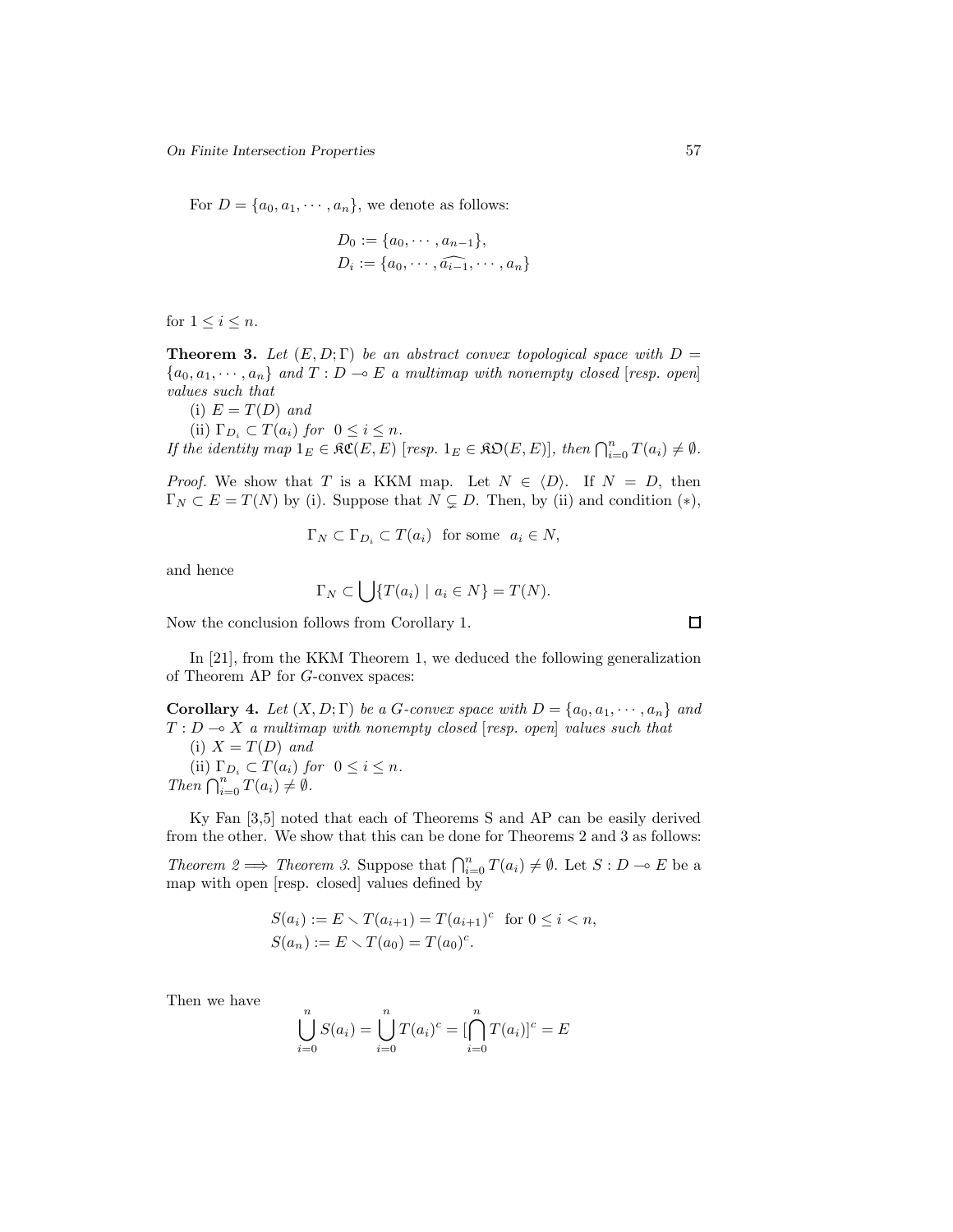For $D = \{a_0, a_1, \cdots, a_n\}$, we denote as follows:

$$D_0 := \{a_0, \cdots, a_{n-1}\},$$
$$D_i := \{a_0, \cdots, \widehat{a_{i-1}}, \cdots, a_n\}$$

for $1 \leq i \leq n$.

**Theorem 3.** *Let $(E, D; \Gamma)$ be an abstract convex topological space with $D = \{a_0, a_1, \cdots, a_n\}$ and $T : D \multimap E$ a multimap with nonempty closed [resp. open] values such that*

(i) *$E = T(D)$ and*

(ii) *$\Gamma_{D_i} \subset T(a_i)$ for $0 \leq i \leq n$.*

*If the identity map $1_E \in \mathfrak{KC}(E, E)$ [resp. $1_E \in \mathfrak{KO}(E, E)$], then $\bigcap_{i=0}^{n} T(a_i) \neq \emptyset$.*

*Proof.* We show that $T$ is a KKM map. Let $N \in \langle D \rangle$. If $N = D$, then $\Gamma_N \subset E = T(N)$ by (i). Suppose that $N \subsetneq D$. Then, by (ii) and condition $(*)$,

$$\Gamma_N \subset \Gamma_{D_i} \subset T(a_i) \quad \text{for some} \quad a_i \in N,$$

and hence

$$\Gamma_N \subset \bigcup \{T(a_i) \mid a_i \in N\} = T(N).$$

Now the conclusion follows from Corollary 1. □

In [21], from the KKM Theorem 1, we deduced the following generalization of Theorem AP for $G$-convex spaces:

**Corollary 4.** *Let $(X, D; \Gamma)$ be a $G$-convex space with $D = \{a_0, a_1, \cdots, a_n\}$ and $T : D \multimap X$ a multimap with nonempty closed [resp. open] values such that*

(i) *$X = T(D)$ and*

(ii) *$\Gamma_{D_i} \subset T(a_i)$ for $0 \leq i \leq n$.*

*Then $\bigcap_{i=0}^{n} T(a_i) \neq \emptyset$.*

Ky Fan [3,5] noted that each of Theorems S and AP can be easily derived from the other. We show that this can be done for Theorems 2 and 3 as follows:

*Theorem 2 $\Longrightarrow$ Theorem 3.* Suppose that $\bigcap_{i=0}^{n} T(a_i) \neq \emptyset$. Let $S : D \multimap E$ be a map with open [resp. closed] values defined by

$$S(a_i) := E \setminus T(a_{i+1}) = T(a_{i+1})^c \quad \text{for } 0 \leq i < n,$$
$$S(a_n) := E \setminus T(a_0) = T(a_0)^c.$$

Then we have

$$\bigcup_{i=0}^{n} S(a_i) = \bigcup_{i=0}^{n} T(a_i)^c = [\bigcap_{i=0}^{n} T(a_i)]^c = E$$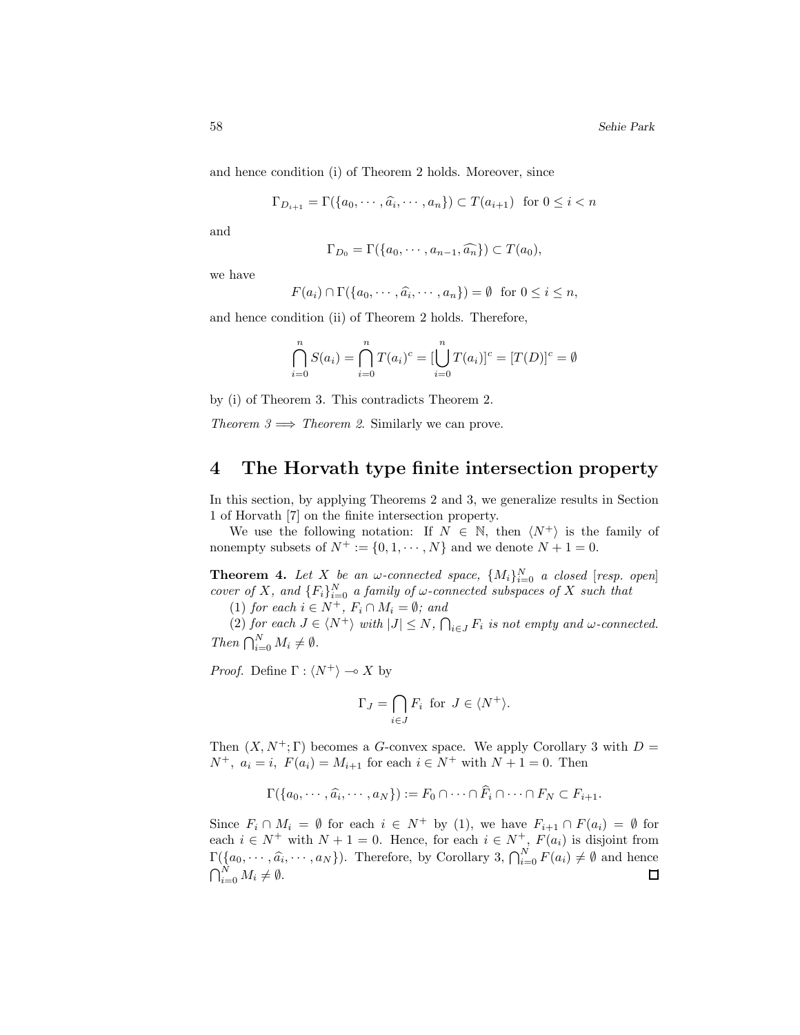and hence condition (i) of Theorem 2 holds. Moreover, since

$$\Gamma_{D_{i+1}} = \Gamma(\{a_0, \cdots, \widehat{a}_i, \cdots, a_n\}) \subset T(a_{i+1}) \text{ for } 0 \le i < n$$

and

$$\Gamma_{D_0} = \Gamma(\{a_0, \cdots, a_{n-1}, \widehat{a_n}\}) \subset T(a_0),$$

we have

$$F(a_i) \cap \Gamma(\{a_0, \cdots, \widehat{a}_i, \cdots, a_n\}) = \emptyset \text{ for } 0 \le i \le n,$$

and hence condition (ii) of Theorem 2 holds. Therefore,

$$\bigcap_{i=0}^{n} S(a_i) = \bigcap_{i=0}^{n} T(a_i)^c = [\bigcup_{i=0}^{n} T(a_i)]^c = [T(D)]^c = \emptyset$$

by (i) of Theorem 3. This contradicts Theorem 2.

*Theorem 3* $\Longrightarrow$ *Theorem 2*. Similarly we can prove.

## 4 The Horvath type finite intersection property

In this section, by applying Theorems 2 and 3, we generalize results in Section 1 of Horvath [7] on the finite intersection property.

We use the following notation: If $N \in \mathbb{N}$, then $\langle N^+ \rangle$ is the family of nonempty subsets of $N^+ := \{0, 1, \cdots, N\}$ and we denote $N + 1 = 0$.

**Theorem 4.** *Let $X$ be an $\omega$-connected space, $\{M_i\}_{i=0}^N$ a closed [resp. open] cover of $X$, and $\{F_i\}_{i=0}^N$ a family of $\omega$-connected subspaces of $X$ such that*

(1) *for each $i \in N^+$, $F_i \cap M_i = \emptyset$; and*

(2) *for each $J \in \langle N^+ \rangle$ with $|J| \le N$, $\bigcap_{i \in J} F_i$ is not empty and $\omega$-connected.*

*Then $\bigcap_{i=0}^N M_i \neq \emptyset$.*

*Proof.* Define $\Gamma : \langle N^+ \rangle \multimap X$ by

$$\Gamma_J = \bigcap_{i \in J} F_i \text{ for } J \in \langle N^+ \rangle.$$

Then $(X, N^+; \Gamma)$ becomes a $G$-convex space. We apply Corollary 3 with $D = N^+$, $a_i = i$, $F(a_i) = M_{i+1}$ for each $i \in N^+$ with $N + 1 = 0$. Then

$$\Gamma(\{a_0, \cdots, \widehat{a}_i, \cdots, a_N\}) := F_0 \cap \cdots \cap \widehat{F}_i \cap \cdots \cap F_N \subset F_{i+1}.$$

Since $F_i \cap M_i = \emptyset$ for each $i \in N^+$ by (1), we have $F_{i+1} \cap F(a_i) = \emptyset$ for each $i \in N^+$ with $N + 1 = 0$. Hence, for each $i \in N^+$, $F(a_i)$ is disjoint from $\Gamma(\{a_0, \cdots, \widehat{a}_i, \cdots, a_N\})$. Therefore, by Corollary 3, $\bigcap_{i=0}^N F(a_i) \neq \emptyset$ and hence $\bigcap_{i=0}^N M_i \neq \emptyset$. □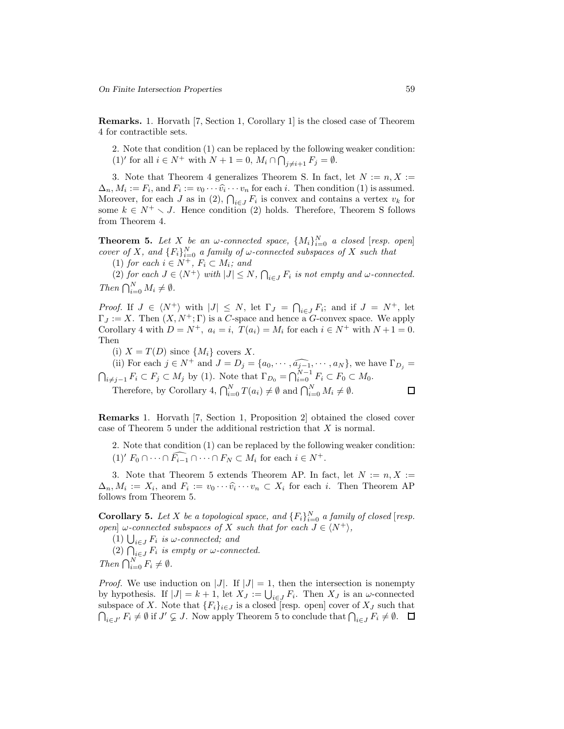**Remarks.** 1. Horvath [7, Section 1, Corollary 1] is the closed case of Theorem 4 for contractible sets.

2. Note that condition (1) can be replaced by the following weaker condition: (1)′ for all $i \in N^+$ with $N+1 = 0$, $M_i \cap \bigcap_{j \neq i+1} F_j = \emptyset$.

3. Note that Theorem 4 generalizes Theorem S. In fact, let $N := n, X := \Delta_n, M_i := F_i$, and $F_i := v_0 \cdots \widehat{v_i} \cdots v_n$ for each $i$. Then condition (1) is assumed. Moreover, for each $J$ as in (2), $\bigcap_{i \in J} F_i$ is convex and contains a vertex $v_k$ for some $k \in N^+ \setminus J$. Hence condition (2) holds. Therefore, Theorem S follows from Theorem 4.

**Theorem 5.** *Let $X$ be an $\omega$-connected space, $\{M_i\}_{i=0}^N$ a closed [resp. open] cover of $X$, and $\{F_i\}_{i=0}^N$ a family of $\omega$-connected subspaces of $X$ such that*

(1) *for each $i \in N^+$, $F_i \subset M_i$; and*

(2) *for each $J \in \langle N^+ \rangle$ with $|J| \leq N$, $\bigcap_{i \in J} F_i$ is not empty and $\omega$-connected.*

*Then $\bigcap_{i=0}^N M_i \neq \emptyset$.*

*Proof.* If $J \in \langle N^+ \rangle$ with $|J| \leq N$, let $\Gamma_J = \bigcap_{i \in J} F_i$; and if $J = N^+$, let $\Gamma_J := X$. Then $(X, N^+; \Gamma)$ is a $C$-space and hence a $G$-convex space. We apply Corollary 4 with $D = N^+$, $a_i = i$, $T(a_i) = M_i$ for each $i \in N^+$ with $N+1 = 0$. Then

(i) $X = T(D)$ since $\{M_i\}$ covers $X$.

(ii) For each $j \in N^+$ and $J = D_j = \{a_0, \cdots, \widehat{a_{j-1}}, \cdots, a_N\}$, we have $\Gamma_{D_j} = \bigcap_{i \neq j-1} F_i \subset F_j \subset M_j$ by (1). Note that $\Gamma_{D_0} = \bigcap_{i=0}^{N-1} F_i \subset F_0 \subset M_0$.

Therefore, by Corollary 4, $\bigcap_{i=0}^N T(a_i) \neq \emptyset$ and $\bigcap_{i=0}^N M_i \neq \emptyset$. □

**Remarks** 1. Horvath [7, Section 1, Proposition 2] obtained the closed cover case of Theorem 5 under the additional restriction that $X$ is normal.

2. Note that condition (1) can be replaced by the following weaker condition: (1)′ $F_0 \cap \cdots \cap \widehat{F_{i-1}} \cap \cdots \cap F_N \subset M_i$ for each $i \in N^+$.

3. Note that Theorem 5 extends Theorem AP. In fact, let $N := n, X := \Delta_n, M_i := X_i$, and $F_i := v_0 \cdots \widehat{v_i} \cdots v_n \subset X_i$ for each $i$. Then Theorem AP follows from Theorem 5.

**Corollary 5.** *Let $X$ be a topological space, and $\{F_i\}_{i=0}^N$ a family of closed [resp. open] $\omega$-connected subspaces of $X$ such that for each $J \in \langle N^+ \rangle$,*

(1) *$\bigcup_{i \in J} F_i$ is $\omega$-connected; and*

(2) *$\bigcap_{i \in J} F_i$ is empty or $\omega$-connected.*

*Then $\bigcap_{i=0}^N F_i \neq \emptyset$.*

*Proof.* We use induction on $|J|$. If $|J| = 1$, then the intersection is nonempty by hypothesis. If $|J| = k+1$, let $X_J := \bigcup_{i \in J} F_i$. Then $X_J$ is an $\omega$-connected subspace of $X$. Note that $\{F_i\}_{i \in J}$ is a closed [resp. open] cover of $X_J$ such that $\bigcap_{i \in J'} F_i \neq \emptyset$ if $J' \subsetneq J$. Now apply Theorem 5 to conclude that $\bigcap_{i \in J} F_i \neq \emptyset$. □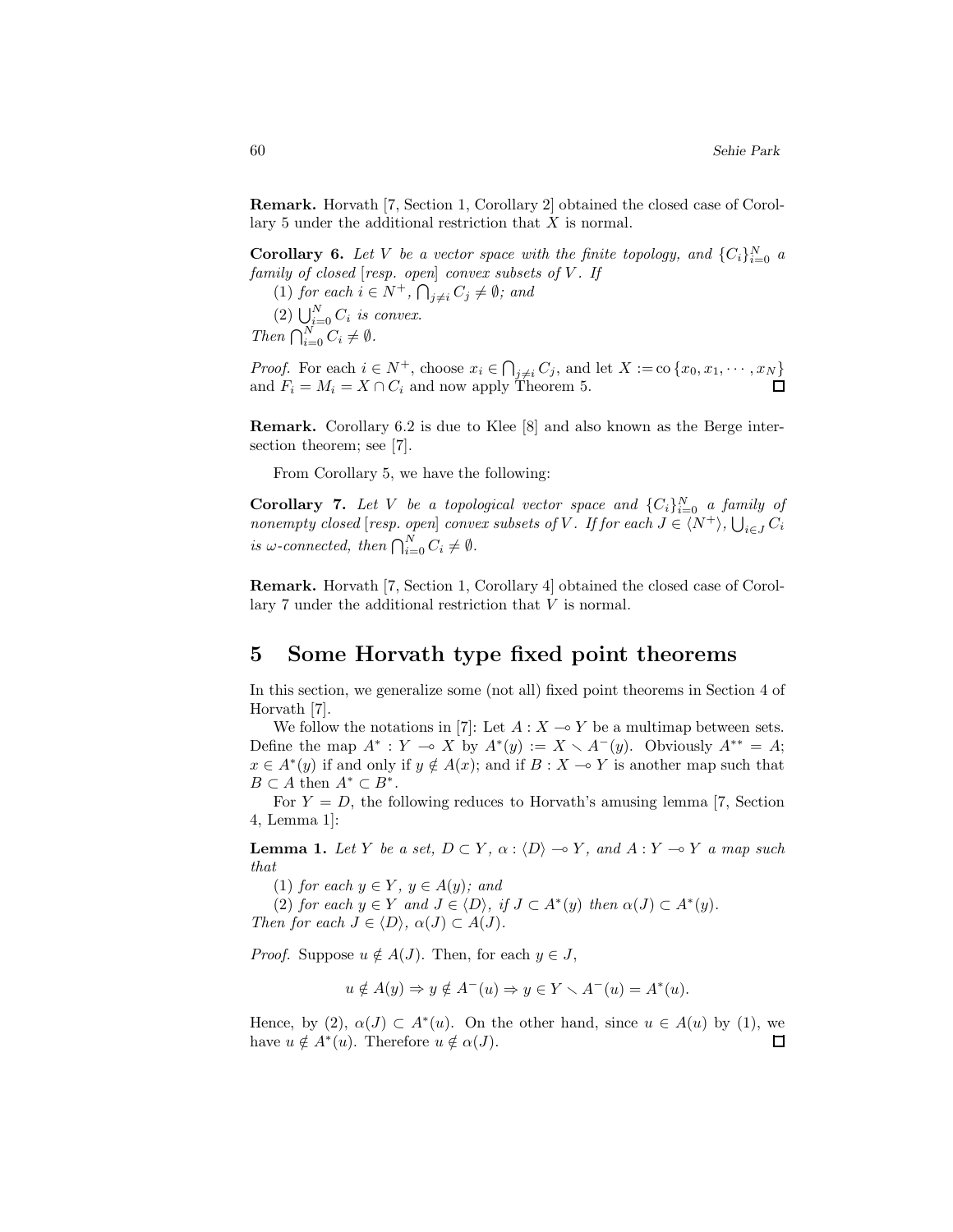**Remark.** Horvath [7, Section 1, Corollary 2] obtained the closed case of Corollary 5 under the additional restriction that $X$ is normal.

**Corollary 6.** *Let $V$ be a vector space with the finite topology, and $\{C_i\}_{i=0}^N$ a family of closed [resp. open] convex subsets of $V$. If*

*(1) for each $i \in N^+$, $\bigcap_{j \neq i} C_j \neq \emptyset$; and*

*(2) $\bigcup_{i=0}^N C_i$ is convex.*

*Then $\bigcap_{i=0}^N C_i \neq \emptyset$.*

*Proof.* For each $i \in N^+$, choose $x_i \in \bigcap_{j \neq i} C_j$, and let $X := \operatorname{co}\{x_0, x_1, \cdots, x_N\}$ and $F_i = M_i = X \cap C_i$ and now apply Theorem 5. ◻

**Remark.** Corollary 6.2 is due to Klee [8] and also known as the Berge intersection theorem; see [7].

From Corollary 5, we have the following:

**Corollary 7.** *Let $V$ be a topological vector space and $\{C_i\}_{i=0}^N$ a family of nonempty closed [resp. open] convex subsets of $V$. If for each $J \in \langle N^+ \rangle$, $\bigcup_{i \in J} C_i$ is $\omega$-connected, then $\bigcap_{i=0}^N C_i \neq \emptyset$.*

**Remark.** Horvath [7, Section 1, Corollary 4] obtained the closed case of Corollary 7 under the additional restriction that $V$ is normal.

## 5 Some Horvath type fixed point theorems

In this section, we generalize some (not all) fixed point theorems in Section 4 of Horvath [7].

We follow the notations in [7]: Let $A : X \multimap Y$ be a multimap between sets. Define the map $A^* : Y \multimap X$ by $A^*(y) := X \setminus A^-(y)$. Obviously $A^{**} = A$; $x \in A^*(y)$ if and only if $y \notin A(x)$; and if $B : X \multimap Y$ is another map such that $B \subset A$ then $A^* \subset B^*$.

For $Y = D$, the following reduces to Horvath's amusing lemma [7, Section 4, Lemma 1]:

**Lemma 1.** *Let $Y$ be a set, $D \subset Y$, $\alpha : \langle D \rangle \multimap Y$, and $A : Y \multimap Y$ a map such that*

*(1) for each $y \in Y$, $y \in A(y)$; and*

*(2) for each $y \in Y$ and $J \in \langle D \rangle$, if $J \subset A^*(y)$ then $\alpha(J) \subset A^*(y)$.*

*Then for each $J \in \langle D \rangle$, $\alpha(J) \subset A(J)$.*

*Proof.* Suppose $u \notin A(J)$. Then, for each $y \in J$,

$$u \notin A(y) \Rightarrow y \notin A^-(u) \Rightarrow y \in Y \setminus A^-(u) = A^*(u).$$

Hence, by (2), $\alpha(J) \subset A^*(u)$. On the other hand, since $u \in A(u)$ by (1), we have $u \notin A^*(u)$. Therefore $u \notin \alpha(J)$. ◻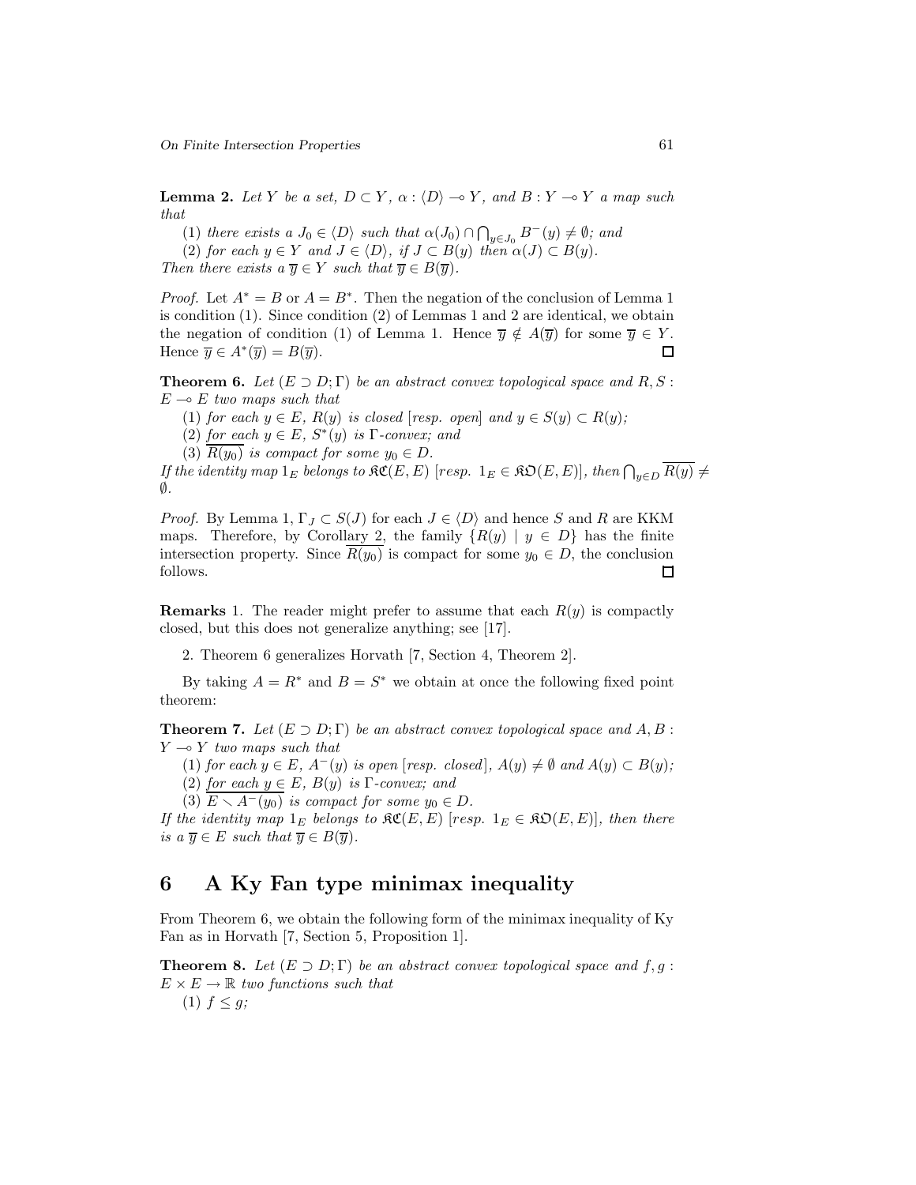**Lemma 2.** *Let $Y$ be a set, $D \subset Y$, $\alpha : \langle D \rangle \multimap Y$, and $B : Y \multimap Y$ a map such that*

(1) *there exists a $J_0 \in \langle D \rangle$ such that $\alpha(J_0) \cap \bigcap_{y \in J_0} B^-(y) \neq \emptyset$; and*

(2) *for each $y \in Y$ and $J \in \langle D \rangle$, if $J \subset B(y)$ then $\alpha(J) \subset B(y)$.*

*Then there exists a $\overline{y} \in Y$ such that $\overline{y} \in B(\overline{y})$.*

*Proof.* Let $A^* = B$ or $A = B^*$. Then the negation of the conclusion of Lemma 1 is condition (1). Since condition (2) of Lemmas 1 and 2 are identical, we obtain the negation of condition (1) of Lemma 1. Hence $\overline{y} \notin A(\overline{y})$ for some $\overline{y} \in Y$. Hence $\overline{y} \in A^*(\overline{y}) = B(\overline{y})$. □

**Theorem 6.** *Let $(E \supset D; \Gamma)$ be an abstract convex topological space and $R, S : E \multimap E$ two maps such that*

(1) *for each $y \in E$, $R(y)$ is closed [resp. open] and $y \in S(y) \subset R(y)$;*

(2) *for each $y \in E$, $S^*(y)$ is $\Gamma$-convex; and*

(3) *$\overline{R(y_0)}$ is compact for some $y_0 \in D$.*

*If the identity map $1_E$ belongs to $\mathfrak{KC}(E, E)$ [resp. $1_E \in \mathfrak{KO}(E, E)$], then $\bigcap_{y \in D} \overline{R(y)} \neq \emptyset$.*

*Proof.* By Lemma 1, $\Gamma_J \subset S(J)$ for each $J \in \langle D \rangle$ and hence $S$ and $R$ are KKM maps. Therefore, by Corollary 2, the family $\{R(y) \mid y \in D\}$ has the finite intersection property. Since $\overline{R(y_0)}$ is compact for some $y_0 \in D$, the conclusion follows. □

**Remarks** 1. The reader might prefer to assume that each $R(y)$ is compactly closed, but this does not generalize anything; see [17].

2. Theorem 6 generalizes Horvath [7, Section 4, Theorem 2].

By taking $A = R^*$ and $B = S^*$ we obtain at once the following fixed point theorem:

**Theorem 7.** *Let $(E \supset D; \Gamma)$ be an abstract convex topological space and $A, B : Y \multimap Y$ two maps such that*

(1) *for each $y \in E$, $A^-(y)$ is open [resp. closed], $A(y) \neq \emptyset$ and $A(y) \subset B(y)$;*

(2) *for each $y \in E$, $B(y)$ is $\Gamma$-convex; and*

(3) *$\overline{E \setminus A^-(y_0)}$ is compact for some $y_0 \in D$.*

*If the identity map $1_E$ belongs to $\mathfrak{KC}(E, E)$ [resp. $1_E \in \mathfrak{KO}(E, E)$], then there is a $\overline{y} \in E$ such that $\overline{y} \in B(\overline{y})$.*

## 6 A Ky Fan type minimax inequality

From Theorem 6, we obtain the following form of the minimax inequality of Ky Fan as in Horvath [7, Section 5, Proposition 1].

**Theorem 8.** *Let $(E \supset D; \Gamma)$ be an abstract convex topological space and $f, g : E \times E \to \mathbb{R}$ two functions such that*

(1) *$f \leq g$;*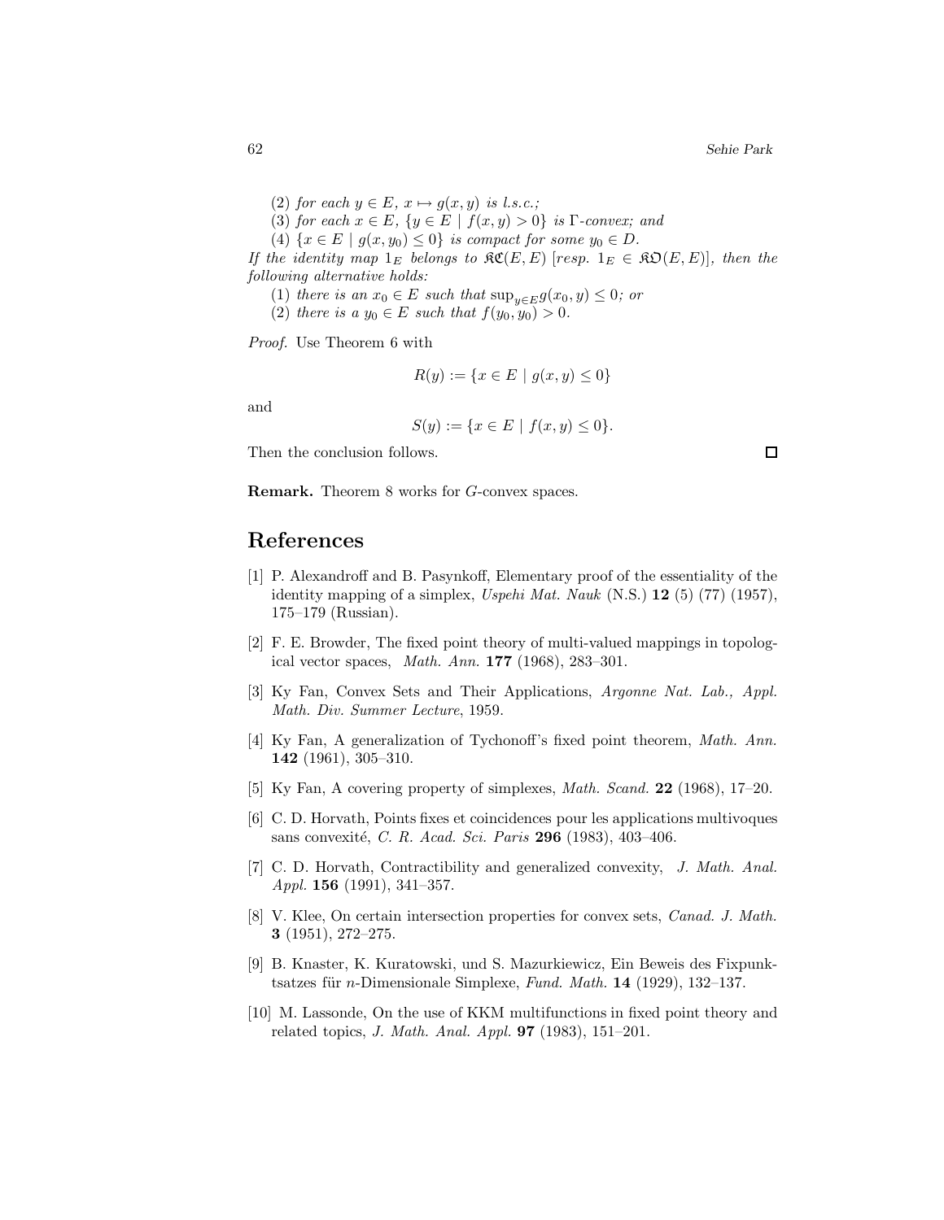(2) *for each* $y \in E$, $x \mapsto g(x, y)$ *is l.s.c.;*

(3) *for each* $x \in E$, $\{y \in E \mid f(x, y) > 0\}$ *is* $\Gamma$*-convex; and*

(4) $\{x \in E \mid g(x, y_0) \leq 0\}$ *is compact for some* $y_0 \in D$.

*If the identity map* $1_E$ *belongs to* $\mathfrak{KC}(E, E)$ *[resp.* $1_E \in \mathfrak{KO}(E, E)$*], then the following alternative holds:*

(1) *there is an* $x_0 \in E$ *such that* $\sup_{y \in E} g(x_0, y) \leq 0$*; or*

(2) *there is a* $y_0 \in E$ *such that* $f(y_0, y_0) > 0$.

*Proof.* Use Theorem 6 with

$$R(y) := \{x \in E \mid g(x, y) \leq 0\}$$

and

$$S(y) := \{x \in E \mid f(x, y) \leq 0\}.$$

Then the conclusion follows. □

**Remark.** Theorem 8 works for $G$-convex spaces.

# References

[1] P. Alexandroff and B. Pasynkoff, Elementary proof of the essentiality of the identity mapping of a simplex, *Uspehi Mat. Nauk* (N.S.) **12** (5) (77) (1957), 175–179 (Russian).

[2] F. E. Browder, The fixed point theory of multi-valued mappings in topological vector spaces, *Math. Ann.* **177** (1968), 283–301.

[3] Ky Fan, Convex Sets and Their Applications, *Argonne Nat. Lab., Appl. Math. Div. Summer Lecture*, 1959.

[4] Ky Fan, A generalization of Tychonoff's fixed point theorem, *Math. Ann.* **142** (1961), 305–310.

[5] Ky Fan, A covering property of simplexes, *Math. Scand.* **22** (1968), 17–20.

[6] C. D. Horvath, Points fixes et coincidences pour les applications multivoques sans convexité, *C. R. Acad. Sci. Paris* **296** (1983), 403–406.

[7] C. D. Horvath, Contractibility and generalized convexity, *J. Math. Anal. Appl.* **156** (1991), 341–357.

[8] V. Klee, On certain intersection properties for convex sets, *Canad. J. Math.* **3** (1951), 272–275.

[9] B. Knaster, K. Kuratowski, und S. Mazurkiewicz, Ein Beweis des Fixpunktsatzes für $n$-Dimensionale Simplexe, *Fund. Math.* **14** (1929), 132–137.

[10] M. Lassonde, On the use of KKM multifunctions in fixed point theory and related topics, *J. Math. Anal. Appl.* **97** (1983), 151–201.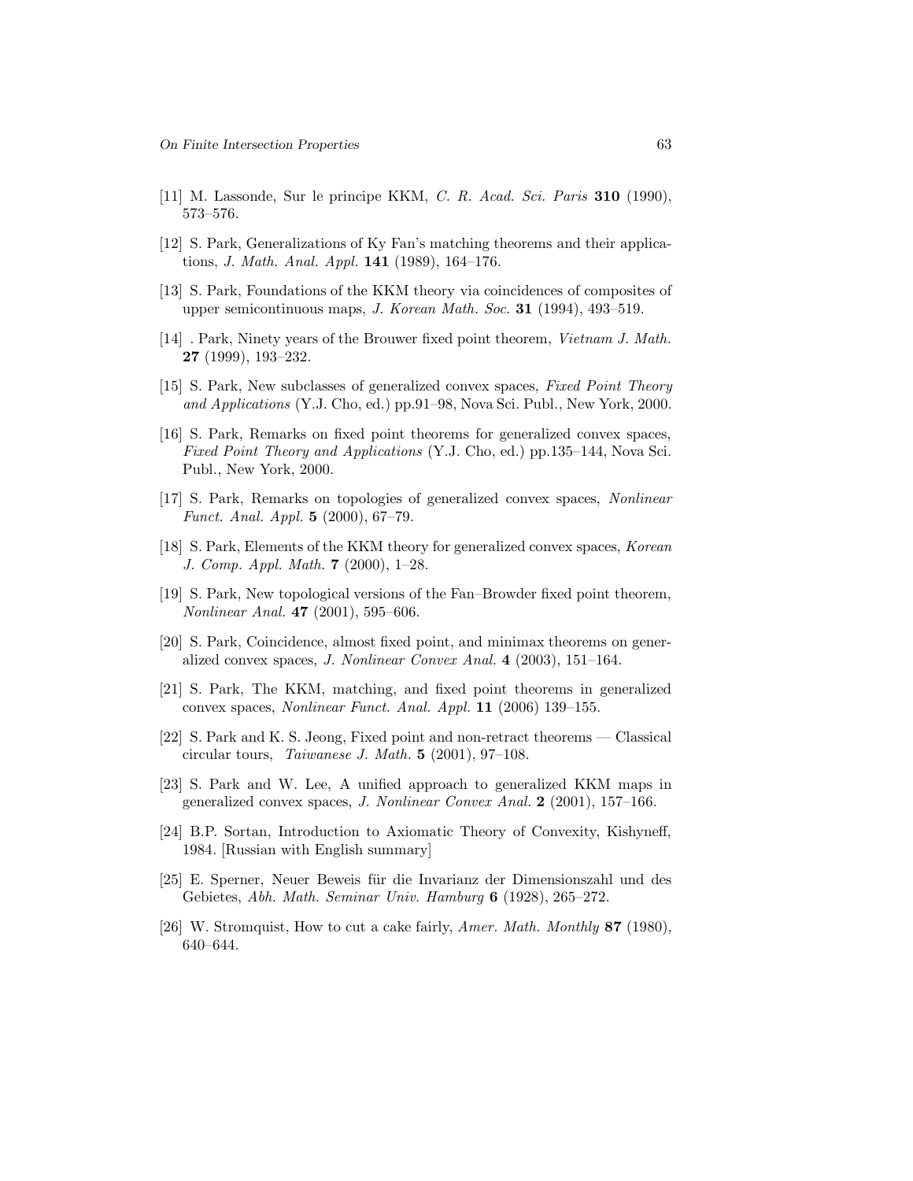[11] M. Lassonde, Sur le principe KKM, *C. R. Acad. Sci. Paris* **310** (1990), 573–576.

[12] S. Park, Generalizations of Ky Fan's matching theorems and their applications, *J. Math. Anal. Appl.* **141** (1989), 164–176.

[13] S. Park, Foundations of the KKM theory via coincidences of composites of upper semicontinuous maps, *J. Korean Math. Soc.* **31** (1994), 493–519.

[14] . Park, Ninety years of the Brouwer fixed point theorem, *Vietnam J. Math.* **27** (1999), 193–232.

[15] S. Park, New subclasses of generalized convex spaces, *Fixed Point Theory and Applications* (Y.J. Cho, ed.) pp.91–98, Nova Sci. Publ., New York, 2000.

[16] S. Park, Remarks on fixed point theorems for generalized convex spaces, *Fixed Point Theory and Applications* (Y.J. Cho, ed.) pp.135–144, Nova Sci. Publ., New York, 2000.

[17] S. Park, Remarks on topologies of generalized convex spaces, *Nonlinear Funct. Anal. Appl.* **5** (2000), 67–79.

[18] S. Park, Elements of the KKM theory for generalized convex spaces, *Korean J. Comp. Appl. Math.* **7** (2000), 1–28.

[19] S. Park, New topological versions of the Fan–Browder fixed point theorem, *Nonlinear Anal.* **47** (2001), 595–606.

[20] S. Park, Coincidence, almost fixed point, and minimax theorems on generalized convex spaces, *J. Nonlinear Convex Anal.* **4** (2003), 151–164.

[21] S. Park, The KKM, matching, and fixed point theorems in generalized convex spaces, *Nonlinear Funct. Anal. Appl.* **11** (2006) 139–155.

[22] S. Park and K. S. Jeong, Fixed point and non-retract theorems — Classical circular tours, *Taiwanese J. Math.* **5** (2001), 97–108.

[23] S. Park and W. Lee, A unified approach to generalized KKM maps in generalized convex spaces, *J. Nonlinear Convex Anal.* **2** (2001), 157–166.

[24] B.P. Sortan, Introduction to Axiomatic Theory of Convexity, Kishyneff, 1984. [Russian with English summary]

[25] E. Sperner, Neuer Beweis für die Invarianz der Dimensionszahl und des Gebietes, *Abh. Math. Seminar Univ. Hamburg* **6** (1928), 265–272.

[26] W. Stromquist, How to cut a cake fairly, *Amer. Math. Monthly* **87** (1980), 640–644.